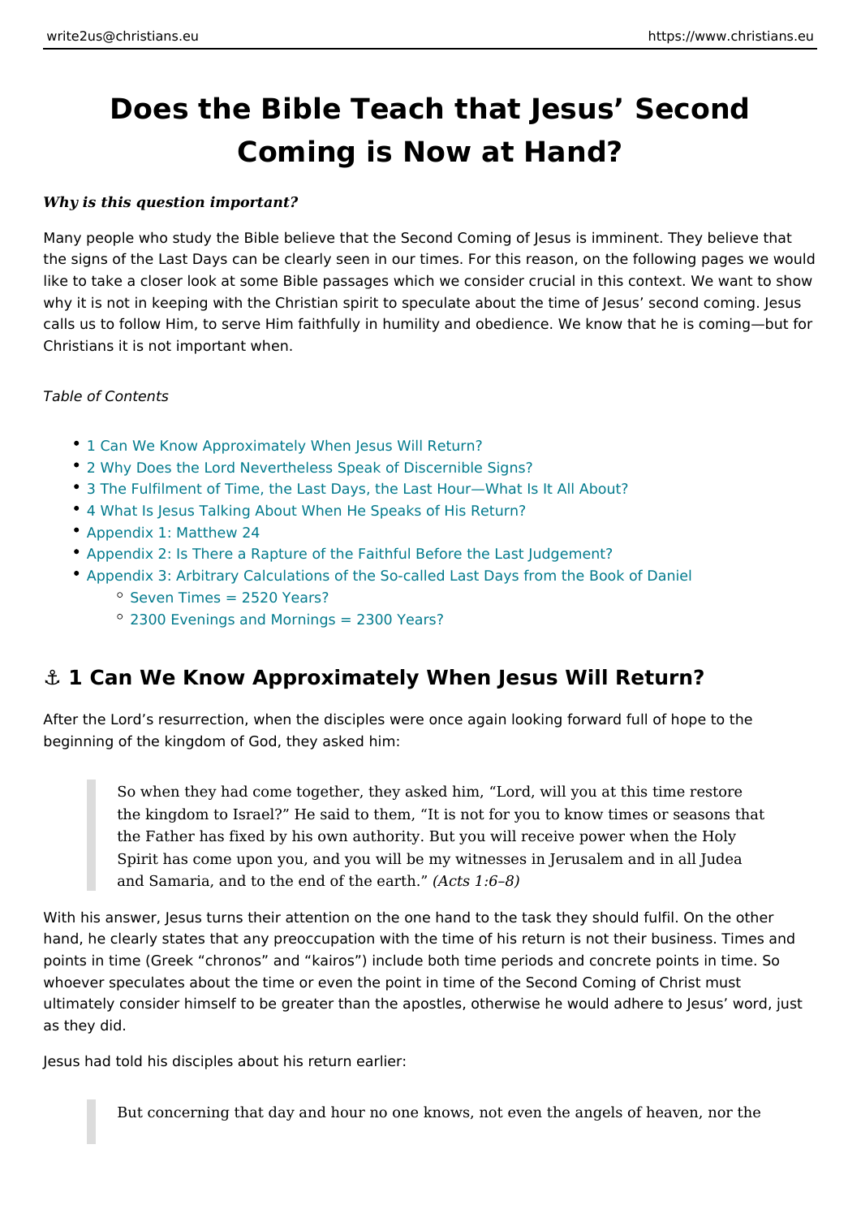# Does the Bible Teach that Jesus' Second Coming is Now at Hand?

***Why is this question important?***

Many people who study the Bible believe that the Second Coming of Jesus is imminent. They believe that the signs of the Last Days can be clearly seen in our times. For this reason, on the following pages we would like to take a closer look at some Bible passages which we consider crucial in this context. We want to show why it is not in keeping with the Christian spirit to speculate about the time of Jesus' second coming. Jesus calls us to follow Him, to serve Him faithfully in humility and obedience. We know that he is coming—but for Christians it is not important when.

*Table of Contents*

- 1 Can We Know Approximately When Jesus Will Return?
- 2 Why Does the Lord Nevertheless Speak of Discernible Signs?
- 3 The Fulfilment of Time, the Last Days, the Last Hour—What Is It All About?
- 4 What Is Jesus Talking About When He Speaks of His Return?
- Appendix 1: Matthew 24
- Appendix 2: Is There a Rapture of the Faithful Before the Last Judgement?
- Appendix 3: Arbitrary Calculations of the So-called Last Days from the Book of Daniel
  - Seven Times = 2520 Years?
  - 2300 Evenings and Mornings = 2300 Years?

## ⚓ 1 Can We Know Approximately When Jesus Will Return?

After the Lord's resurrection, when the disciples were once again looking forward full of hope to the beginning of the kingdom of God, they asked him:

> So when they had come together, they asked him, "Lord, will you at this time restore the kingdom to Israel?" He said to them, "It is not for you to know times or seasons that the Father has fixed by his own authority. But you will receive power when the Holy Spirit has come upon you, and you will be my witnesses in Jerusalem and in all Judea and Samaria, and to the end of the earth." *(Acts 1:6–8)*

With his answer, Jesus turns their attention on the one hand to the task they should fulfil. On the other hand, he clearly states that any preoccupation with the time of his return is not their business. Times and points in time (Greek "chronos" and "kairos") include both time periods and concrete points in time. So whoever speculates about the time or even the point in time of the Second Coming of Christ must ultimately consider himself to be greater than the apostles, otherwise he would adhere to Jesus' word, just as they did.

Jesus had told his disciples about his return earlier:

> But concerning that day and hour no one knows, not even the angels of heaven, nor the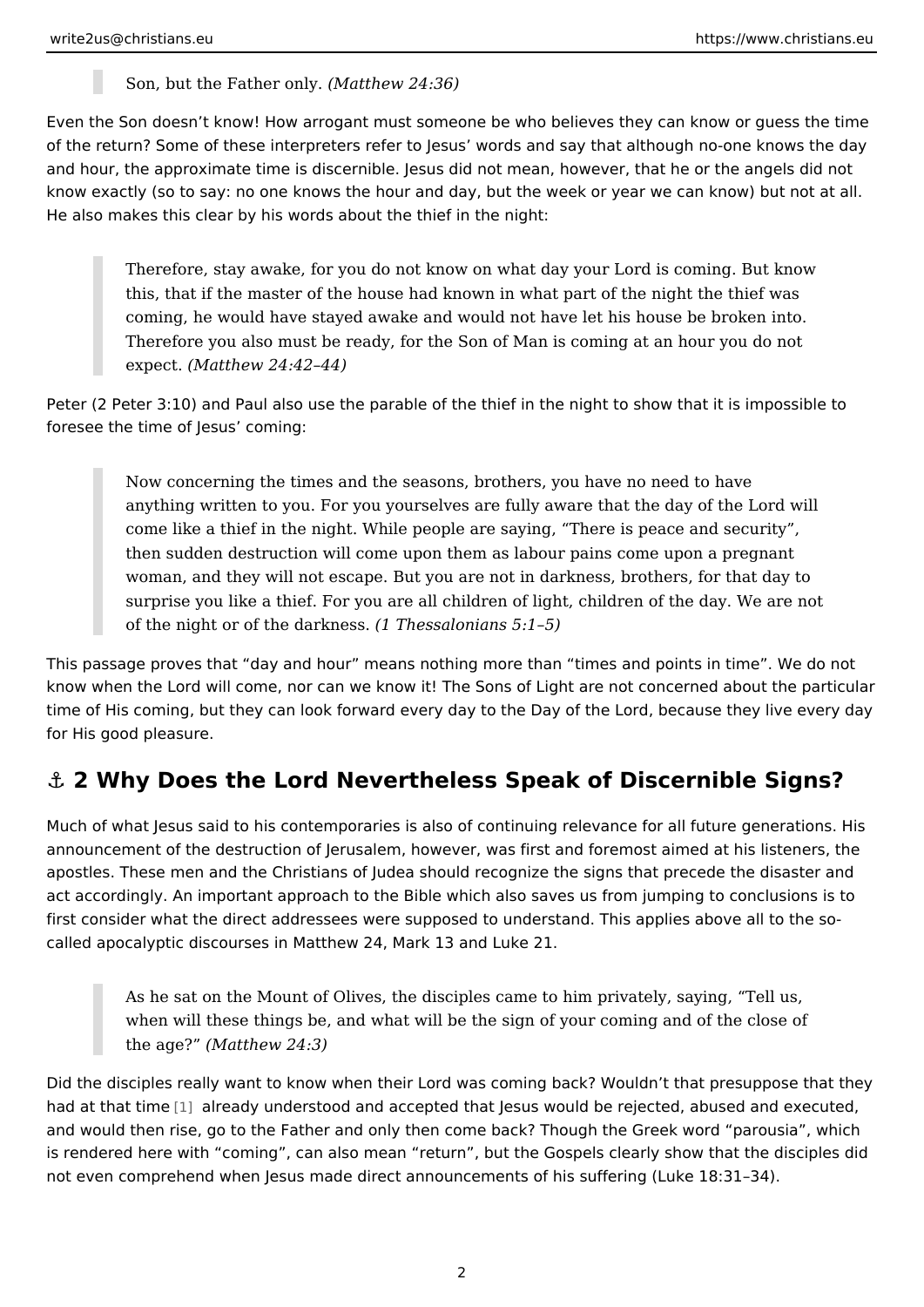> Son, but the Father only. *(Matthew 24:36)*

Even the Son doesn't know! How arrogant must someone be who believes they can know or guess the time of the return? Some of these interpreters refer to Jesus' words and say that although no-one knows the day and hour, the approximate time is discernible. Jesus did not mean, however, that he or the angels did not know exactly (so to say: no one knows the hour and day, but the week or year we can know) but not at all. He also makes this clear by his words about the thief in the night:

> Therefore, stay awake, for you do not know on what day your Lord is coming. But know this, that if the master of the house had known in what part of the night the thief was coming, he would have stayed awake and would not have let his house be broken into. Therefore you also must be ready, for the Son of Man is coming at an hour you do not expect. *(Matthew 24:42–44)*

Peter (2 Peter 3:10) and Paul also use the parable of the thief in the night to show that it is impossible to foresee the time of Jesus' coming:

> Now concerning the times and the seasons, brothers, you have no need to have anything written to you. For you yourselves are fully aware that the day of the Lord will come like a thief in the night. While people are saying, "There is peace and security", then sudden destruction will come upon them as labour pains come upon a pregnant woman, and they will not escape. But you are not in darkness, brothers, for that day to surprise you like a thief. For you are all children of light, children of the day. We are not of the night or of the darkness. *(1 Thessalonians 5:1–5)*

This passage proves that "day and hour" means nothing more than "times and points in time". We do not know when the Lord will come, nor can we know it! The Sons of Light are not concerned about the particular time of His coming, but they can look forward every day to the Day of the Lord, because they live every day for His good pleasure.

## ⚓ 2 Why Does the Lord Nevertheless Speak of Discernible Signs?

Much of what Jesus said to his contemporaries is also of continuing relevance for all future generations. His announcement of the destruction of Jerusalem, however, was first and foremost aimed at his listeners, the apostles. These men and the Christians of Judea should recognize the signs that precede the disaster and act accordingly. An important approach to the Bible which also saves us from jumping to conclusions is to first consider what the direct addressees were supposed to understand. This applies above all to the so-called apocalyptic discourses in Matthew 24, Mark 13 and Luke 21.

> As he sat on the Mount of Olives, the disciples came to him privately, saying, "Tell us, when will these things be, and what will be the sign of your coming and of the close of the age?" *(Matthew 24:3)*

Did the disciples really want to know when their Lord was coming back? Wouldn't that presuppose that they had at that time [1] already understood and accepted that Jesus would be rejected, abused and executed, and would then rise, go to the Father and only then come back? Though the Greek word "parousia", which is rendered here with "coming", can also mean "return", but the Gospels clearly show that the disciples did not even comprehend when Jesus made direct announcements of his suffering (Luke 18:31–34).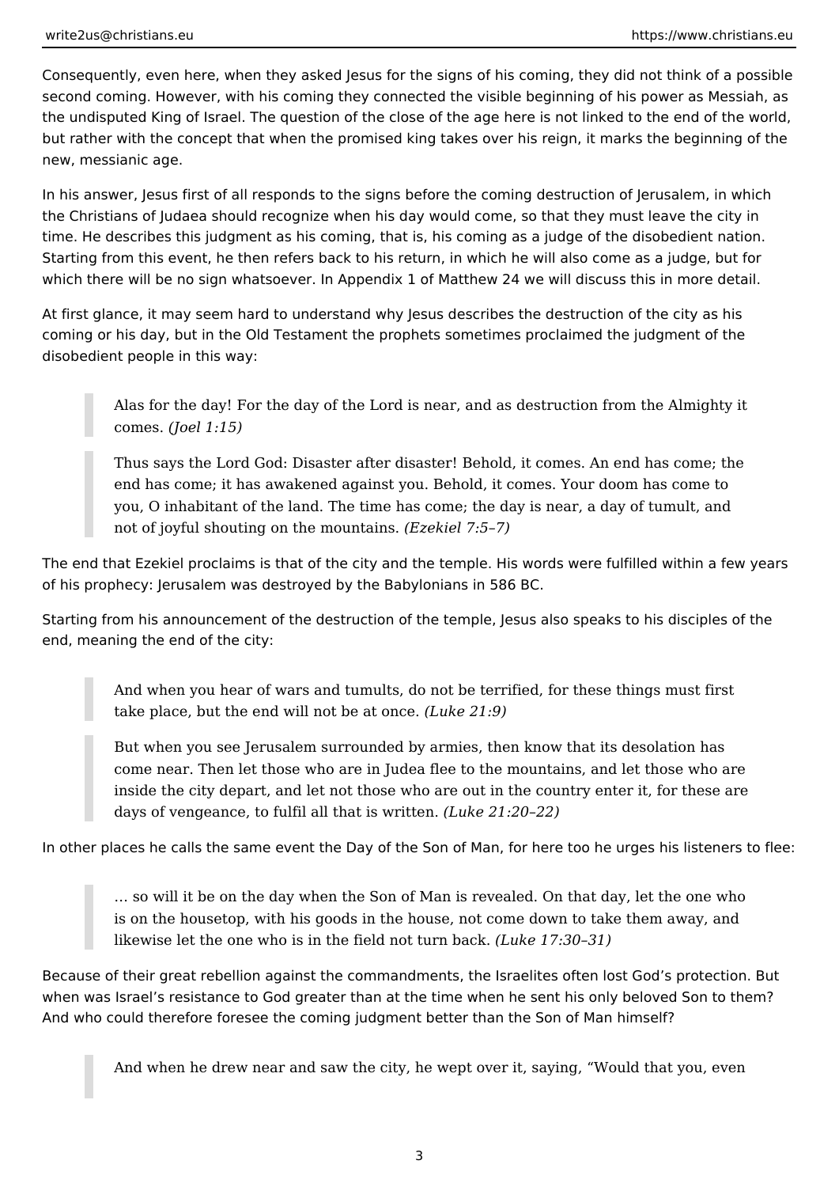Consequently, even here, when they asked Jesus for the signs of his coming, they did not think of a possible second coming. However, with his coming they connected the visible beginning of his power as Messiah, as the undisputed King of Israel. The question of the close of the age here is not linked to the end of the world, but rather with the concept that when the promised king takes over his reign, it marks the beginning of the new, messianic age.

In his answer, Jesus first of all responds to the signs before the coming destruction of Jerusalem, in which the Christians of Judaea should recognize when his day would come, so that they must leave the city in time. He describes this judgment as his coming, that is, his coming as a judge of the disobedient nation. Starting from this event, he then refers back to his return, in which he will also come as a judge, but for which there will be no sign whatsoever. In Appendix 1 of Matthew 24 we will discuss this in more detail.

At first glance, it may seem hard to understand why Jesus describes the destruction of the city as his coming or his day, but in the Old Testament the prophets sometimes proclaimed the judgment of the disobedient people in this way:

> Alas for the day! For the day of the Lord is near, and as destruction from the Almighty it comes. *(Joel 1:15)*

> Thus says the Lord God: Disaster after disaster! Behold, it comes. An end has come; the end has come; it has awakened against you. Behold, it comes. Your doom has come to you, O inhabitant of the land. The time has come; the day is near, a day of tumult, and not of joyful shouting on the mountains. *(Ezekiel 7:5–7)*

The end that Ezekiel proclaims is that of the city and the temple. His words were fulfilled within a few years of his prophecy: Jerusalem was destroyed by the Babylonians in 586 BC.

Starting from his announcement of the destruction of the temple, Jesus also speaks to his disciples of the end, meaning the end of the city:

> And when you hear of wars and tumults, do not be terrified, for these things must first take place, but the end will not be at once. *(Luke 21:9)*

> But when you see Jerusalem surrounded by armies, then know that its desolation has come near. Then let those who are in Judea flee to the mountains, and let those who are inside the city depart, and let not those who are out in the country enter it, for these are days of vengeance, to fulfil all that is written. *(Luke 21:20–22)*

In other places he calls the same event the Day of the Son of Man, for here too he urges his listeners to flee:

> … so will it be on the day when the Son of Man is revealed. On that day, let the one who is on the housetop, with his goods in the house, not come down to take them away, and likewise let the one who is in the field not turn back. *(Luke 17:30–31)*

Because of their great rebellion against the commandments, the Israelites often lost God's protection. But when was Israel's resistance to God greater than at the time when he sent his only beloved Son to them? And who could therefore foresee the coming judgment better than the Son of Man himself?

> And when he drew near and saw the city, he wept over it, saying, "Would that you, even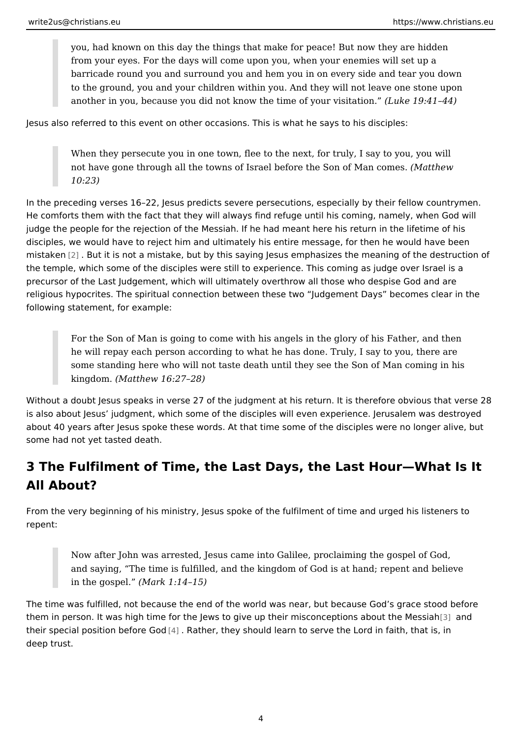> you, had known on this day the things that make for peace! But now they are hidden from your eyes. For the days will come upon you, when your enemies will set up a barricade round you and surround you and hem you in on every side and tear you down to the ground, you and your children within you. And they will not leave one stone upon another in you, because you did not know the time of your visitation." *(Luke 19:41–44)*

Jesus also referred to this event on other occasions. This is what he says to his disciples:

> When they persecute you in one town, flee to the next, for truly, I say to you, you will not have gone through all the towns of Israel before the Son of Man comes. *(Matthew 10:23)*

In the preceding verses 16–22, Jesus predicts severe persecutions, especially by their fellow countrymen. He comforts them with the fact that they will always find refuge until his coming, namely, when God will judge the people for the rejection of the Messiah. If he had meant here his return in the lifetime of his disciples, we would have to reject him and ultimately his entire message, for then he would have been mistaken [2] . But it is not a mistake, but by this saying Jesus emphasizes the meaning of the destruction of the temple, which some of the disciples were still to experience. This coming as judge over Israel is a precursor of the Last Judgement, which will ultimately overthrow all those who despise God and are religious hypocrites. The spiritual connection between these two "Judgement Days" becomes clear in the following statement, for example:

> For the Son of Man is going to come with his angels in the glory of his Father, and then he will repay each person according to what he has done. Truly, I say to you, there are some standing here who will not taste death until they see the Son of Man coming in his kingdom. *(Matthew 16:27–28)*

Without a doubt Jesus speaks in verse 27 of the judgment at his return. It is therefore obvious that verse 28 is also about Jesus' judgment, which some of the disciples will even experience. Jerusalem was destroyed about 40 years after Jesus spoke these words. At that time some of the disciples were no longer alive, but some had not yet tasted death.

## 3 The Fulfilment of Time, the Last Days, the Last Hour—What Is It All About?

From the very beginning of his ministry, Jesus spoke of the fulfilment of time and urged his listeners to repent:

> Now after John was arrested, Jesus came into Galilee, proclaiming the gospel of God, and saying, "The time is fulfilled, and the kingdom of God is at hand; repent and believe in the gospel." *(Mark 1:14–15)*

The time was fulfilled, not because the end of the world was near, but because God's grace stood before them in person. It was high time for the Jews to give up their misconceptions about the Messiah[3] and their special position before God[4] . Rather, they should learn to serve the Lord in faith, that is, in deep trust.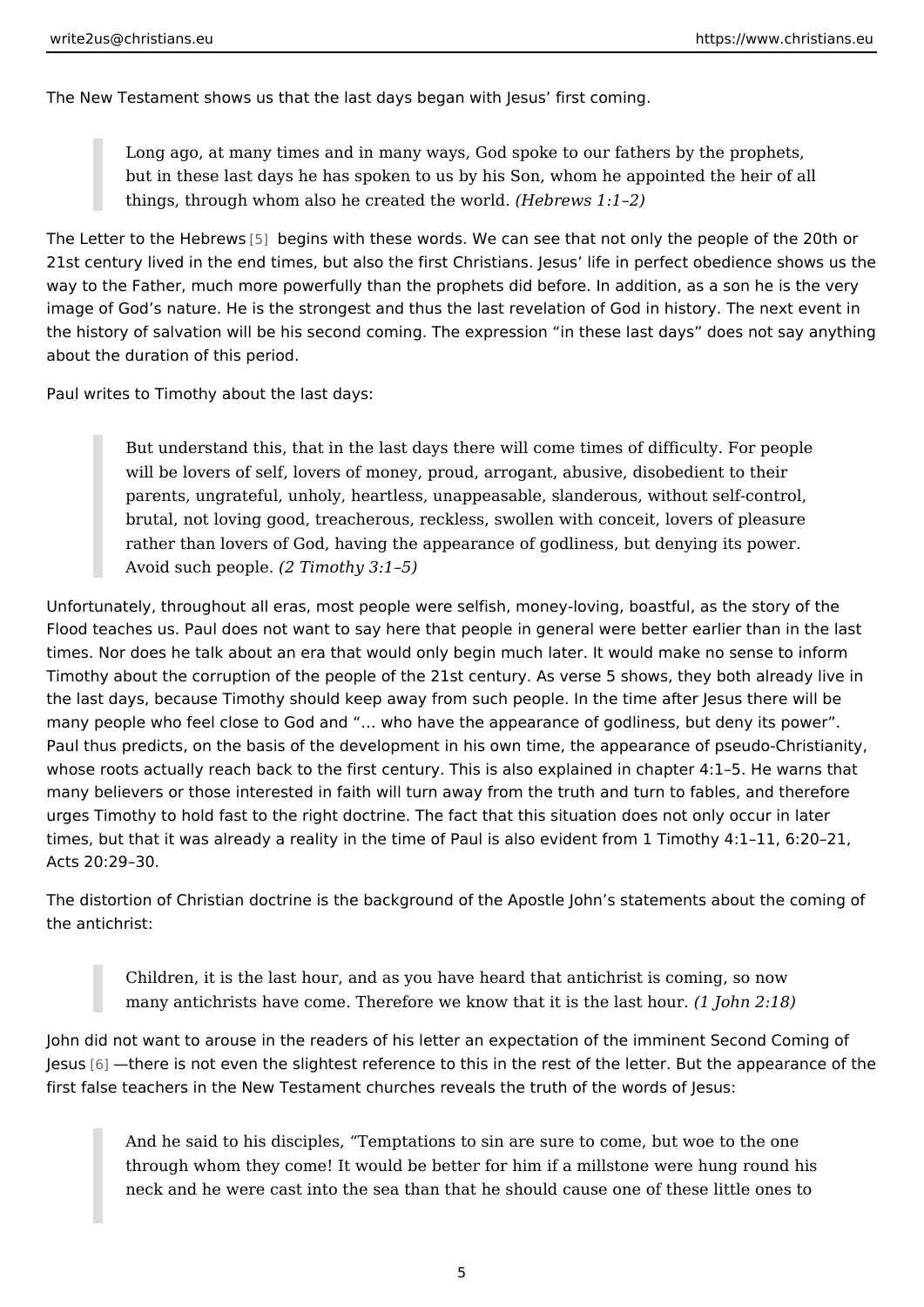The New Testament shows us that the last days began with Jesus' first coming.

> Long ago, at many times and in many ways, God spoke to our fathers by the prophets, but in these last days he has spoken to us by his Son, whom he appointed the heir of all things, through whom also he created the world. *(Hebrews 1:1–2)*

The Letter to the Hebrews [5] begins with these words. We can see that not only the people of the 20th or 21st century lived in the end times, but also the first Christians. Jesus' life in perfect obedience shows us the way to the Father, much more powerfully than the prophets did before. In addition, as a son he is the very image of God's nature. He is the strongest and thus the last revelation of God in history. The next event in the history of salvation will be his second coming. The expression "in these last days" does not say anything about the duration of this period.

Paul writes to Timothy about the last days:

> But understand this, that in the last days there will come times of difficulty. For people will be lovers of self, lovers of money, proud, arrogant, abusive, disobedient to their parents, ungrateful, unholy, heartless, unappeasable, slanderous, without self-control, brutal, not loving good, treacherous, reckless, swollen with conceit, lovers of pleasure rather than lovers of God, having the appearance of godliness, but denying its power. Avoid such people. *(2 Timothy 3:1–5)*

Unfortunately, throughout all eras, most people were selfish, money-loving, boastful, as the story of the Flood teaches us. Paul does not want to say here that people in general were better earlier than in the last times. Nor does he talk about an era that would only begin much later. It would make no sense to inform Timothy about the corruption of the people of the 21st century. As verse 5 shows, they both already live in the last days, because Timothy should keep away from such people. In the time after Jesus there will be many people who feel close to God and "… who have the appearance of godliness, but deny its power". Paul thus predicts, on the basis of the development in his own time, the appearance of pseudo-Christianity, whose roots actually reach back to the first century. This is also explained in chapter 4:1–5. He warns that many believers or those interested in faith will turn away from the truth and turn to fables, and therefore urges Timothy to hold fast to the right doctrine. The fact that this situation does not only occur in later times, but that it was already a reality in the time of Paul is also evident from 1 Timothy 4:1–11, 6:20–21, Acts 20:29–30.

The distortion of Christian doctrine is the background of the Apostle John's statements about the coming of the antichrist:

> Children, it is the last hour, and as you have heard that antichrist is coming, so now many antichrists have come. Therefore we know that it is the last hour. *(1 John 2:18)*

John did not want to arouse in the readers of his letter an expectation of the imminent Second Coming of Jesus [6] —there is not even the slightest reference to this in the rest of the letter. But the appearance of the first false teachers in the New Testament churches reveals the truth of the words of Jesus:

> And he said to his disciples, "Temptations to sin are sure to come, but woe to the one through whom they come! It would be better for him if a millstone were hung round his neck and he were cast into the sea than that he should cause one of these little ones to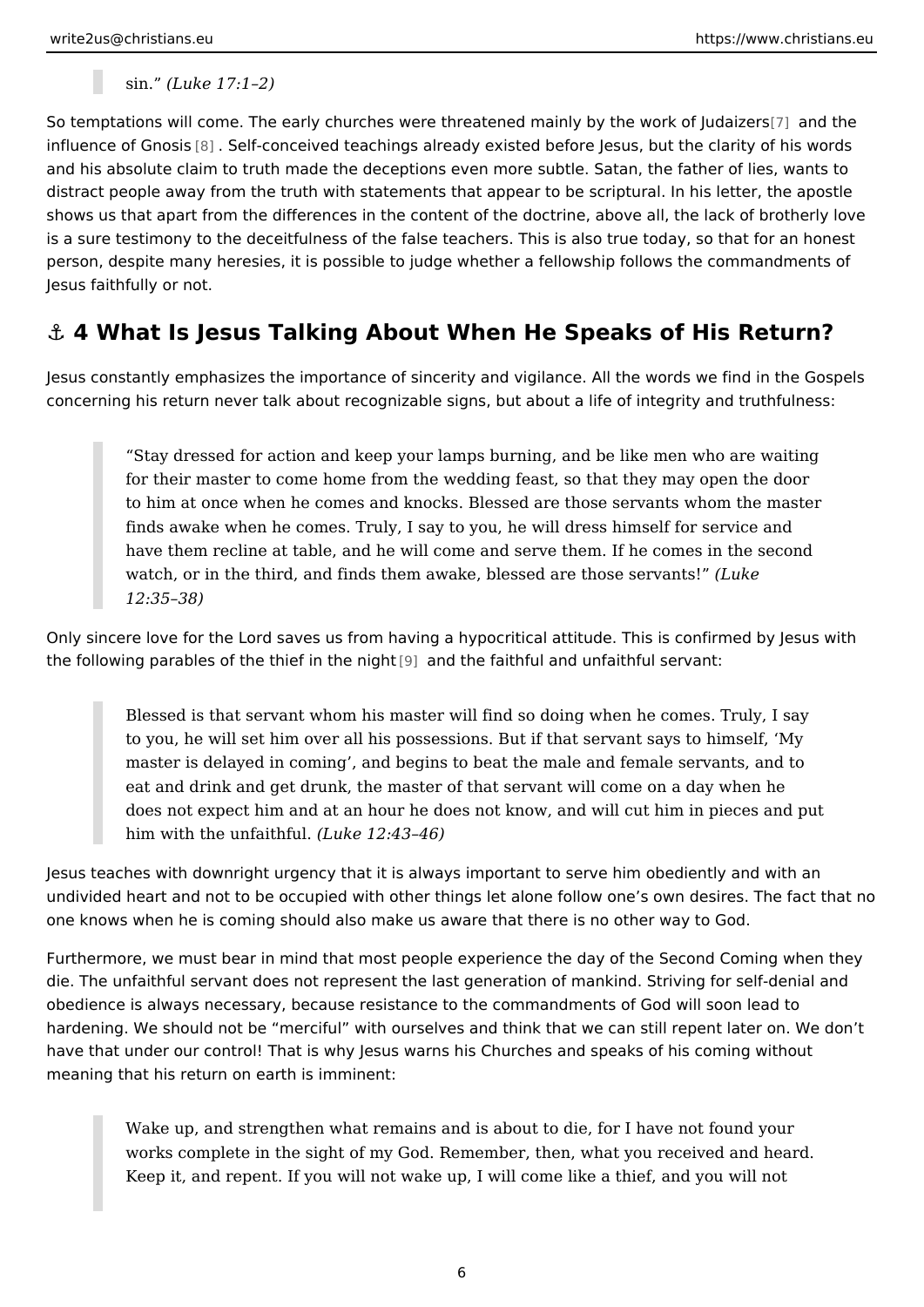> sin.” *(Luke 17:1–2)*

So temptations will come. The early churches were threatened mainly by the work of Judaizers[7] and the influence of Gnosis[8]. Self-conceived teachings already existed before Jesus, but the clarity of his words and his absolute claim to truth made the deceptions even more subtle. Satan, the father of lies, wants to distract people away from the truth with statements that appear to be scriptural. In his letter, the apostle shows us that apart from the differences in the content of the doctrine, above all, the lack of brotherly love is a sure testimony to the deceitfulness of the false teachers. This is also true today, so that for an honest person, despite many heresies, it is possible to judge whether a fellowship follows the commandments of Jesus faithfully or not.

## ⚓ 4 What Is Jesus Talking About When He Speaks of His Return?

Jesus constantly emphasizes the importance of sincerity and vigilance. All the words we find in the Gospels concerning his return never talk about recognizable signs, but about a life of integrity and truthfulness:

> “Stay dressed for action and keep your lamps burning, and be like men who are waiting for their master to come home from the wedding feast, so that they may open the door to him at once when he comes and knocks. Blessed are those servants whom the master finds awake when he comes. Truly, I say to you, he will dress himself for service and have them recline at table, and he will come and serve them. If he comes in the second watch, or in the third, and finds them awake, blessed are those servants!” *(Luke 12:35–38)*

Only sincere love for the Lord saves us from having a hypocritical attitude. This is confirmed by Jesus with the following parables of the thief in the night[9] and the faithful and unfaithful servant:

> Blessed is that servant whom his master will find so doing when he comes. Truly, I say to you, he will set him over all his possessions. But if that servant says to himself, ‘My master is delayed in coming’, and begins to beat the male and female servants, and to eat and drink and get drunk, the master of that servant will come on a day when he does not expect him and at an hour he does not know, and will cut him in pieces and put him with the unfaithful. *(Luke 12:43–46)*

Jesus teaches with downright urgency that it is always important to serve him obediently and with an undivided heart and not to be occupied with other things let alone follow one’s own desires. The fact that no one knows when he is coming should also make us aware that there is no other way to God.

Furthermore, we must bear in mind that most people experience the day of the Second Coming when they die. The unfaithful servant does not represent the last generation of mankind. Striving for self-denial and obedience is always necessary, because resistance to the commandments of God will soon lead to hardening. We should not be “merciful” with ourselves and think that we can still repent later on. We don’t have that under our control! That is why Jesus warns his Churches and speaks of his coming without meaning that his return on earth is imminent:

> Wake up, and strengthen what remains and is about to die, for I have not found your works complete in the sight of my God. Remember, then, what you received and heard. Keep it, and repent. If you will not wake up, I will come like a thief, and you will not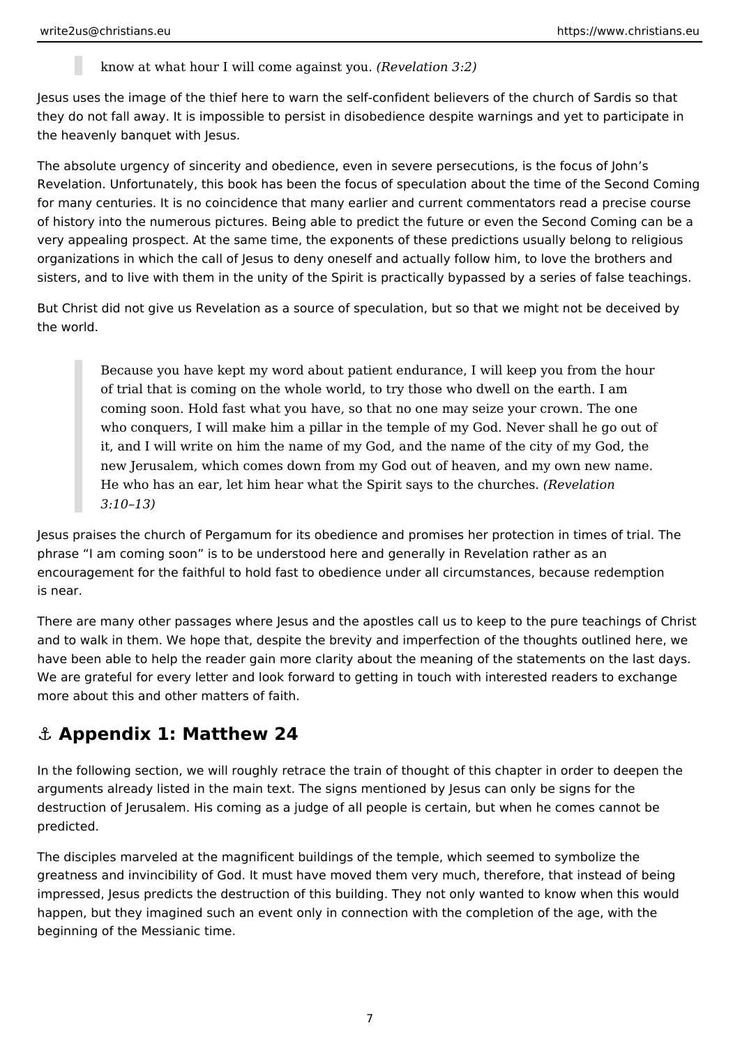> know at what hour I will come against you. *(Revelation 3:2)*

Jesus uses the image of the thief here to warn the self-confident believers of the church of Sardis so that they do not fall away. It is impossible to persist in disobedience despite warnings and yet to participate in the heavenly banquet with Jesus.

The absolute urgency of sincerity and obedience, even in severe persecutions, is the focus of John's Revelation. Unfortunately, this book has been the focus of speculation about the time of the Second Coming for many centuries. It is no coincidence that many earlier and current commentators read a precise course of history into the numerous pictures. Being able to predict the future or even the Second Coming can be a very appealing prospect. At the same time, the exponents of these predictions usually belong to religious organizations in which the call of Jesus to deny oneself and actually follow him, to love the brothers and sisters, and to live with them in the unity of the Spirit is practically bypassed by a series of false teachings.

But Christ did not give us Revelation as a source of speculation, but so that we might not be deceived by the world.

> Because you have kept my word about patient endurance, I will keep you from the hour of trial that is coming on the whole world, to try those who dwell on the earth. I am coming soon. Hold fast what you have, so that no one may seize your crown. The one who conquers, I will make him a pillar in the temple of my God. Never shall he go out of it, and I will write on him the name of my God, and the name of the city of my God, the new Jerusalem, which comes down from my God out of heaven, and my own new name. He who has an ear, let him hear what the Spirit says to the churches. *(Revelation 3:10–13)*

Jesus praises the church of Pergamum for its obedience and promises her protection in times of trial. The phrase "I am coming soon" is to be understood here and generally in Revelation rather as an encouragement for the faithful to hold fast to obedience under all circumstances, because redemption is near.

There are many other passages where Jesus and the apostles call us to keep to the pure teachings of Christ and to walk in them. We hope that, despite the brevity and imperfection of the thoughts outlined here, we have been able to help the reader gain more clarity about the meaning of the statements on the last days. We are grateful for every letter and look forward to getting in touch with interested readers to exchange more about this and other matters of faith.

## ⚓ Appendix 1: Matthew 24

In the following section, we will roughly retrace the train of thought of this chapter in order to deepen the arguments already listed in the main text. The signs mentioned by Jesus can only be signs for the destruction of Jerusalem. His coming as a judge of all people is certain, but when he comes cannot be predicted.

The disciples marveled at the magnificent buildings of the temple, which seemed to symbolize the greatness and invincibility of God. It must have moved them very much, therefore, that instead of being impressed, Jesus predicts the destruction of this building. They not only wanted to know when this would happen, but they imagined such an event only in connection with the completion of the age, with the beginning of the Messianic time.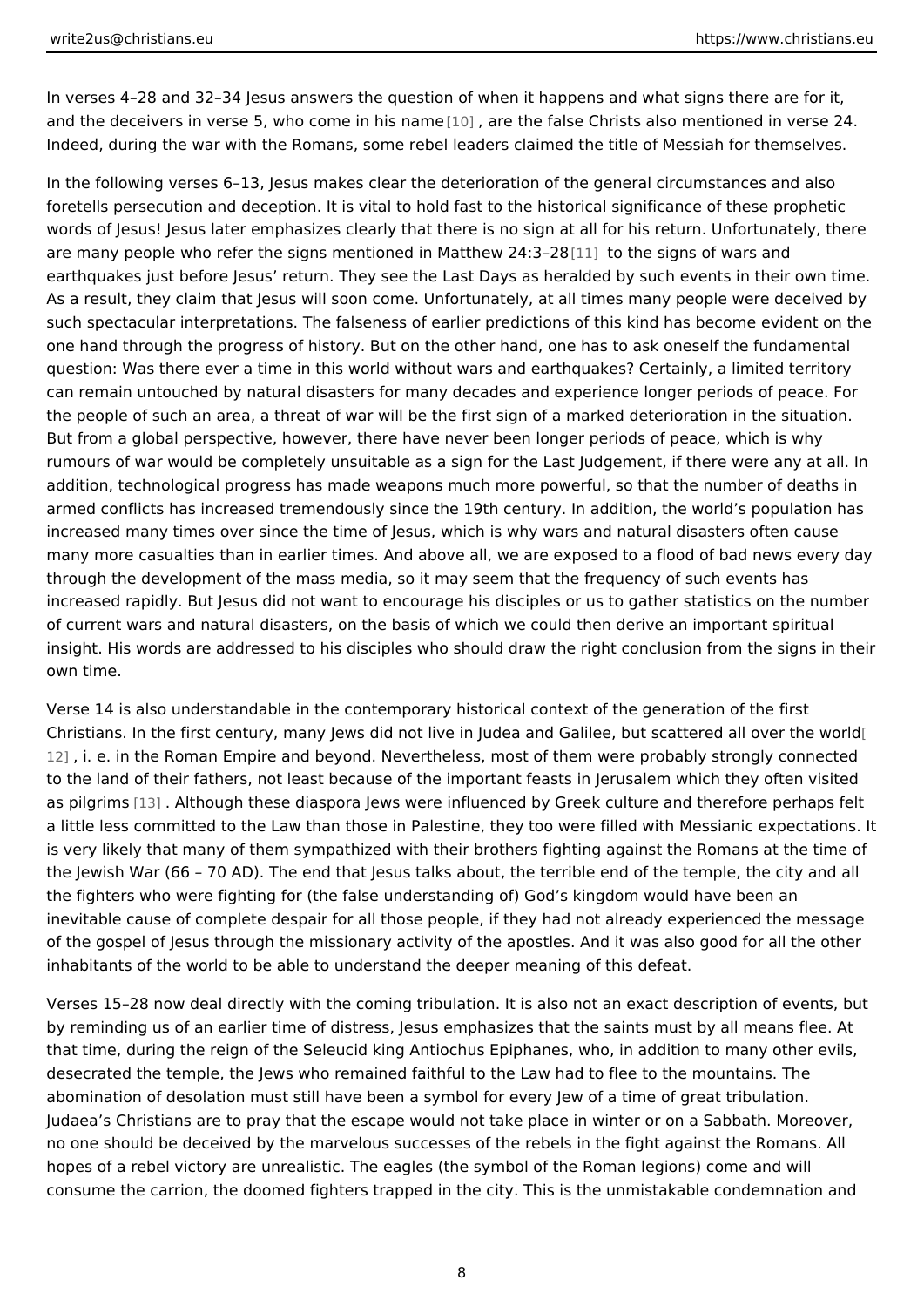In verses 4–28 and 32–34 Jesus answers the question of when it happens and what signs there are for it, and the deceivers in verse 5, who come in his name [10], are the false Christs also mentioned in verse 24. Indeed, during the war with the Romans, some rebel leaders claimed the title of Messiah for themselves.

In the following verses 6–13, Jesus makes clear the deterioration of the general circumstances and also foretells persecution and deception. It is vital to hold fast to the historical significance of these prophetic words of Jesus! Jesus later emphasizes clearly that there is no sign at all for his return. Unfortunately, there are many people who refer the signs mentioned in Matthew 24:3–28 [11] to the signs of wars and earthquakes just before Jesus' return. They see the Last Days as heralded by such events in their own time. As a result, they claim that Jesus will soon come. Unfortunately, at all times many people were deceived by such spectacular interpretations. The falseness of earlier predictions of this kind has become evident on the one hand through the progress of history. But on the other hand, one has to ask oneself the fundamental question: Was there ever a time in this world without wars and earthquakes? Certainly, a limited territory can remain untouched by natural disasters for many decades and experience longer periods of peace. For the people of such an area, a threat of war will be the first sign of a marked deterioration in the situation. But from a global perspective, however, there have never been longer periods of peace, which is why rumours of war would be completely unsuitable as a sign for the Last Judgement, if there were any at all. In addition, technological progress has made weapons much more powerful, so that the number of deaths in armed conflicts has increased tremendously since the 19th century. In addition, the world's population has increased many times over since the time of Jesus, which is why wars and natural disasters often cause many more casualties than in earlier times. And above all, we are exposed to a flood of bad news every day through the development of the mass media, so it may seem that the frequency of such events has increased rapidly. But Jesus did not want to encourage his disciples or us to gather statistics on the number of current wars and natural disasters, on the basis of which we could then derive an important spiritual insight. His words are addressed to his disciples who should draw the right conclusion from the signs in their own time.

Verse 14 is also understandable in the contemporary historical context of the generation of the first Christians. In the first century, many Jews did not live in Judea and Galilee, but scattered all over the world [12], i. e. in the Roman Empire and beyond. Nevertheless, most of them were probably strongly connected to the land of their fathers, not least because of the important feasts in Jerusalem which they often visited as pilgrims [13]. Although these diaspora Jews were influenced by Greek culture and therefore perhaps felt a little less committed to the Law than those in Palestine, they too were filled with Messianic expectations. It is very likely that many of them sympathized with their brothers fighting against the Romans at the time of the Jewish War (66 – 70 AD). The end that Jesus talks about, the terrible end of the temple, the city and all the fighters who were fighting for (the false understanding of) God's kingdom would have been an inevitable cause of complete despair for all those people, if they had not already experienced the message of the gospel of Jesus through the missionary activity of the apostles. And it was also good for all the other inhabitants of the world to be able to understand the deeper meaning of this defeat.

Verses 15–28 now deal directly with the coming tribulation. It is also not an exact description of events, but by reminding us of an earlier time of distress, Jesus emphasizes that the saints must by all means flee. At that time, during the reign of the Seleucid king Antiochus Epiphanes, who, in addition to many other evils, desecrated the temple, the Jews who remained faithful to the Law had to flee to the mountains. The abomination of desolation must still have been a symbol for every Jew of a time of great tribulation. Judaea's Christians are to pray that the escape would not take place in winter or on a Sabbath. Moreover, no one should be deceived by the marvelous successes of the rebels in the fight against the Romans. All hopes of a rebel victory are unrealistic. The eagles (the symbol of the Roman legions) come and will consume the carrion, the doomed fighters trapped in the city. This is the unmistakable condemnation and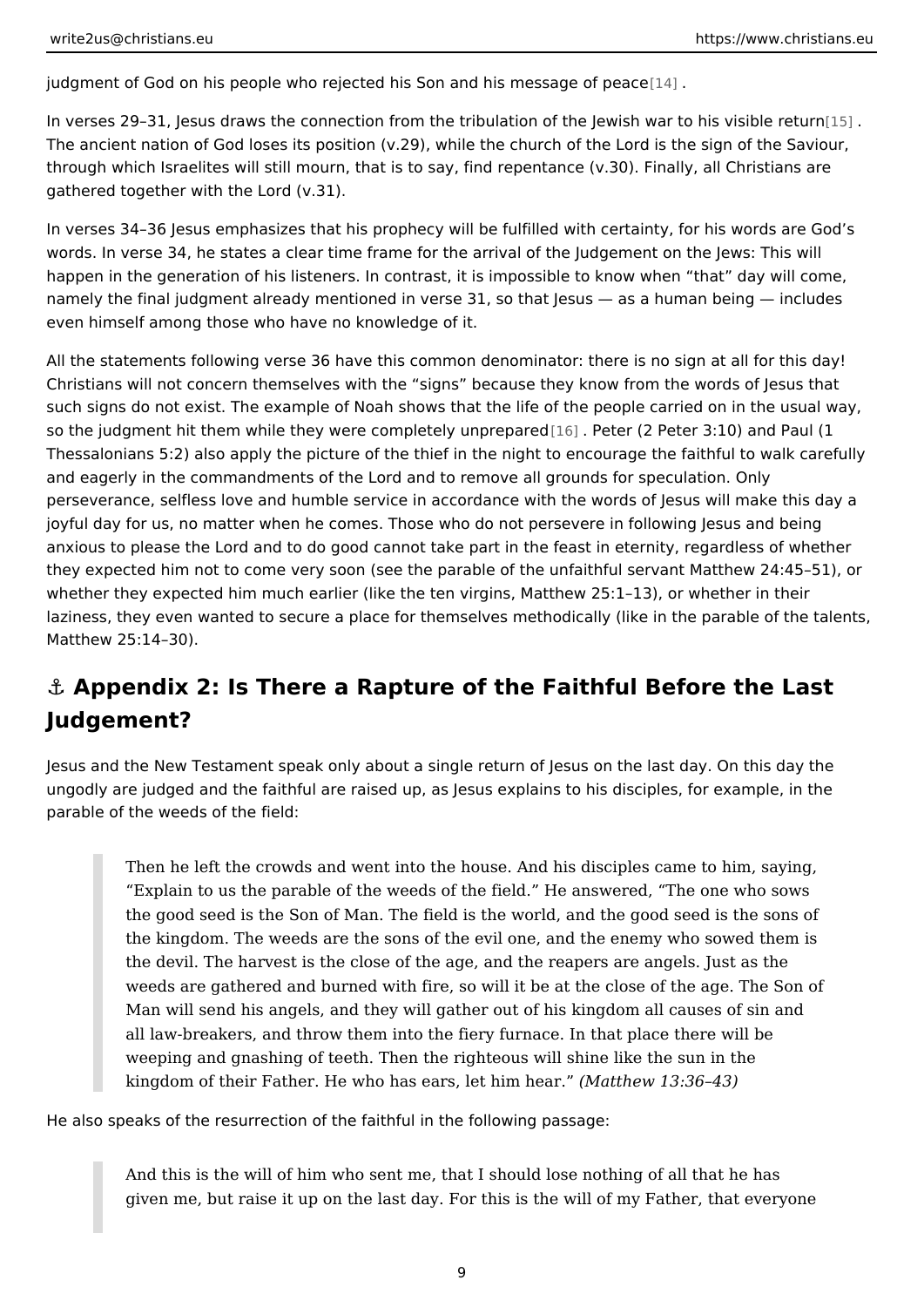judgment of God on his people who rejected his Son and his message of peace[14].

In verses 29–31, Jesus draws the connection from the tribulation of the Jewish war to his visible return[15]. The ancient nation of God loses its position (v.29), while the church of the Lord is the sign of the Saviour, through which Israelites will still mourn, that is to say, find repentance (v.30). Finally, all Christians are gathered together with the Lord (v.31).

In verses 34–36 Jesus emphasizes that his prophecy will be fulfilled with certainty, for his words are God's words. In verse 34, he states a clear time frame for the arrival of the Judgement on the Jews: This will happen in the generation of his listeners. In contrast, it is impossible to know when "that" day will come, namely the final judgment already mentioned in verse 31, so that Jesus — as a human being — includes even himself among those who have no knowledge of it.

All the statements following verse 36 have this common denominator: there is no sign at all for this day! Christians will not concern themselves with the "signs" because they know from the words of Jesus that such signs do not exist. The example of Noah shows that the life of the people carried on in the usual way, so the judgment hit them while they were completely unprepared[16]. Peter (2 Peter 3:10) and Paul (1 Thessalonians 5:2) also apply the picture of the thief in the night to encourage the faithful to walk carefully and eagerly in the commandments of the Lord and to remove all grounds for speculation. Only perseverance, selfless love and humble service in accordance with the words of Jesus will make this day a joyful day for us, no matter when he comes. Those who do not persevere in following Jesus and being anxious to please the Lord and to do good cannot take part in the feast in eternity, regardless of whether they expected him not to come very soon (see the parable of the unfaithful servant Matthew 24:45–51), or whether they expected him much earlier (like the ten virgins, Matthew 25:1–13), or whether in their laziness, they even wanted to secure a place for themselves methodically (like in the parable of the talents, Matthew 25:14–30).

## ⚓ Appendix 2: Is There a Rapture of the Faithful Before the Last Judgement?

Jesus and the New Testament speak only about a single return of Jesus on the last day. On this day the ungodly are judged and the faithful are raised up, as Jesus explains to his disciples, for example, in the parable of the weeds of the field:

> Then he left the crowds and went into the house. And his disciples came to him, saying, "Explain to us the parable of the weeds of the field." He answered, "The one who sows the good seed is the Son of Man. The field is the world, and the good seed is the sons of the kingdom. The weeds are the sons of the evil one, and the enemy who sowed them is the devil. The harvest is the close of the age, and the reapers are angels. Just as the weeds are gathered and burned with fire, so will it be at the close of the age. The Son of Man will send his angels, and they will gather out of his kingdom all causes of sin and all law-breakers, and throw them into the fiery furnace. In that place there will be weeping and gnashing of teeth. Then the righteous will shine like the sun in the kingdom of their Father. He who has ears, let him hear." *(Matthew 13:36–43)*

He also speaks of the resurrection of the faithful in the following passage:

> And this is the will of him who sent me, that I should lose nothing of all that he has given me, but raise it up on the last day. For this is the will of my Father, that everyone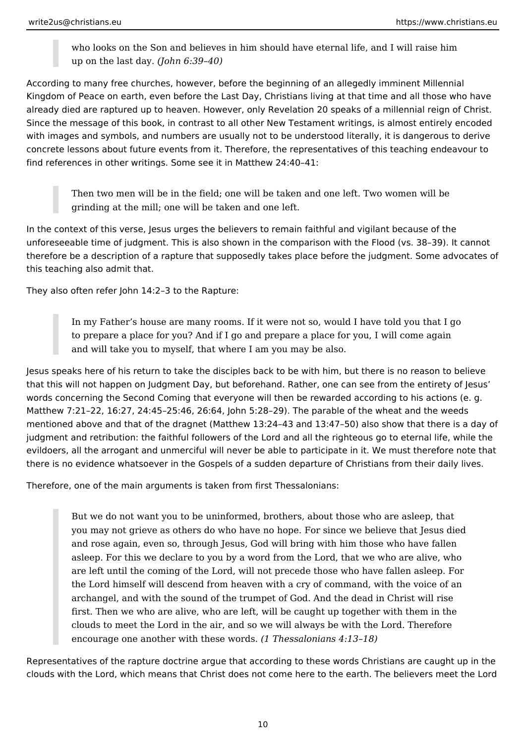> who looks on the Son and believes in him should have eternal life, and I will raise him up on the last day. *(John 6:39–40)*

According to many free churches, however, before the beginning of an allegedly imminent Millennial Kingdom of Peace on earth, even before the Last Day, Christians living at that time and all those who have already died are raptured up to heaven. However, only Revelation 20 speaks of a millennial reign of Christ. Since the message of this book, in contrast to all other New Testament writings, is almost entirely encoded with images and symbols, and numbers are usually not to be understood literally, it is dangerous to derive concrete lessons about future events from it. Therefore, the representatives of this teaching endeavour to find references in other writings. Some see it in Matthew 24:40–41:

> Then two men will be in the field; one will be taken and one left. Two women will be grinding at the mill; one will be taken and one left.

In the context of this verse, Jesus urges the believers to remain faithful and vigilant because of the unforeseeable time of judgment. This is also shown in the comparison with the Flood (vs. 38–39). It cannot therefore be a description of a rapture that supposedly takes place before the judgment. Some advocates of this teaching also admit that.

They also often refer John 14:2–3 to the Rapture:

> In my Father's house are many rooms. If it were not so, would I have told you that I go to prepare a place for you? And if I go and prepare a place for you, I will come again and will take you to myself, that where I am you may be also.

Jesus speaks here of his return to take the disciples back to be with him, but there is no reason to believe that this will not happen on Judgment Day, but beforehand. Rather, one can see from the entirety of Jesus' words concerning the Second Coming that everyone will then be rewarded according to his actions (e. g. Matthew 7:21–22, 16:27, 24:45–25:46, 26:64, John 5:28–29). The parable of the wheat and the weeds mentioned above and that of the dragnet (Matthew 13:24–43 and 13:47–50) also show that there is a day of judgment and retribution: the faithful followers of the Lord and all the righteous go to eternal life, while the evildoers, all the arrogant and unmerciful will never be able to participate in it. We must therefore note that there is no evidence whatsoever in the Gospels of a sudden departure of Christians from their daily lives.

Therefore, one of the main arguments is taken from first Thessalonians:

> But we do not want you to be uninformed, brothers, about those who are asleep, that you may not grieve as others do who have no hope. For since we believe that Jesus died and rose again, even so, through Jesus, God will bring with him those who have fallen asleep. For this we declare to you by a word from the Lord, that we who are alive, who are left until the coming of the Lord, will not precede those who have fallen asleep. For the Lord himself will descend from heaven with a cry of command, with the voice of an archangel, and with the sound of the trumpet of God. And the dead in Christ will rise first. Then we who are alive, who are left, will be caught up together with them in the clouds to meet the Lord in the air, and so we will always be with the Lord. Therefore encourage one another with these words. *(1 Thessalonians 4:13–18)*

Representatives of the rapture doctrine argue that according to these words Christians are caught up in the clouds with the Lord, which means that Christ does not come here to the earth. The believers meet the Lord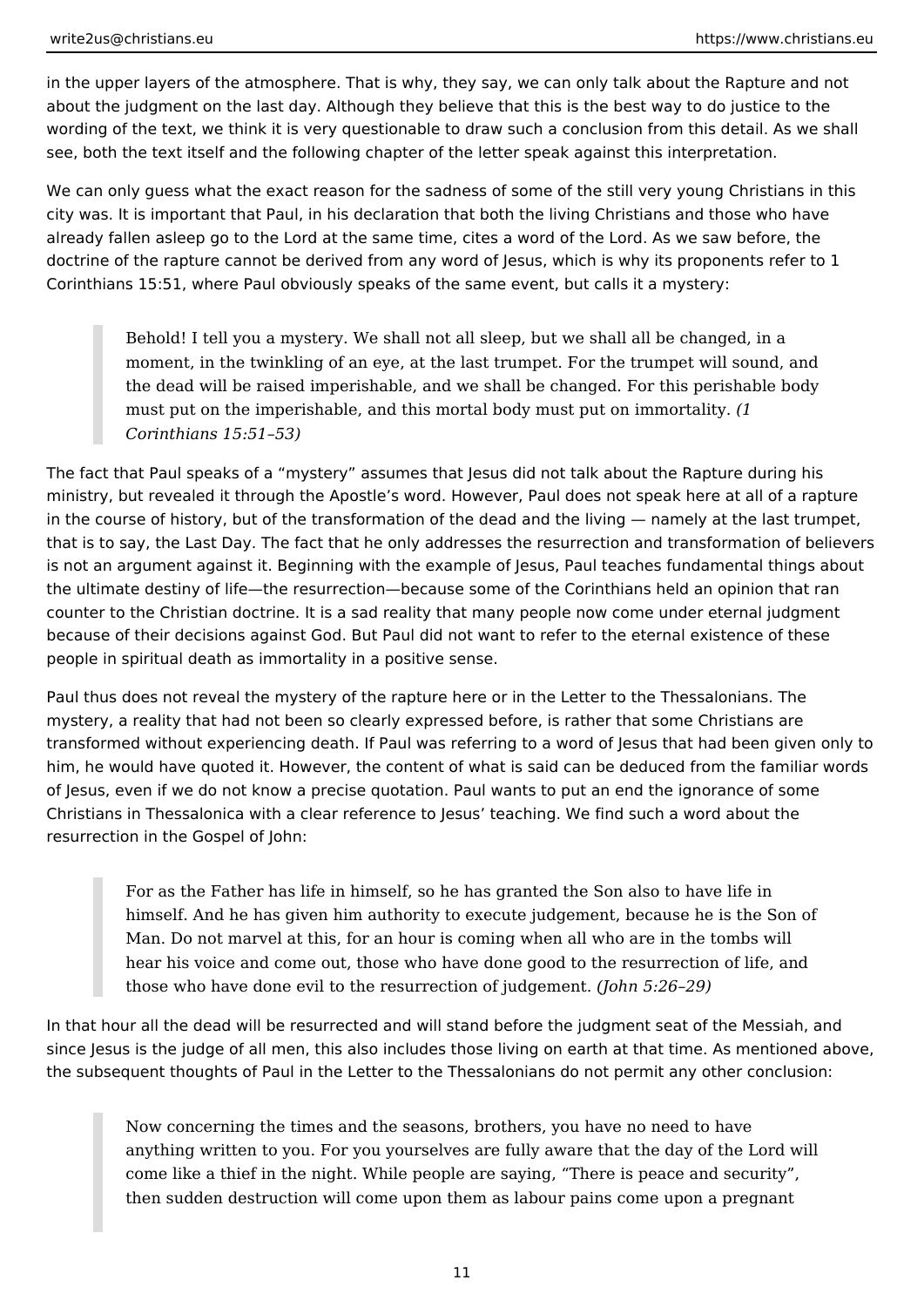in the upper layers of the atmosphere. That is why, they say, we can only talk about the Rapture and not about the judgment on the last day. Although they believe that this is the best way to do justice to the wording of the text, we think it is very questionable to draw such a conclusion from this detail. As we shall see, both the text itself and the following chapter of the letter speak against this interpretation.

We can only guess what the exact reason for the sadness of some of the still very young Christians in this city was. It is important that Paul, in his declaration that both the living Christians and those who have already fallen asleep go to the Lord at the same time, cites a word of the Lord. As we saw before, the doctrine of the rapture cannot be derived from any word of Jesus, which is why its proponents refer to 1 Corinthians 15:51, where Paul obviously speaks of the same event, but calls it a mystery:

> Behold! I tell you a mystery. We shall not all sleep, but we shall all be changed, in a moment, in the twinkling of an eye, at the last trumpet. For the trumpet will sound, and the dead will be raised imperishable, and we shall be changed. For this perishable body must put on the imperishable, and this mortal body must put on immortality. *(1 Corinthians 15:51–53)*

The fact that Paul speaks of a “mystery” assumes that Jesus did not talk about the Rapture during his ministry, but revealed it through the Apostle’s word. However, Paul does not speak here at all of a rapture in the course of history, but of the transformation of the dead and the living — namely at the last trumpet, that is to say, the Last Day. The fact that he only addresses the resurrection and transformation of believers is not an argument against it. Beginning with the example of Jesus, Paul teaches fundamental things about the ultimate destiny of life—the resurrection—because some of the Corinthians held an opinion that ran counter to the Christian doctrine. It is a sad reality that many people now come under eternal judgment because of their decisions against God. But Paul did not want to refer to the eternal existence of these people in spiritual death as immortality in a positive sense.

Paul thus does not reveal the mystery of the rapture here or in the Letter to the Thessalonians. The mystery, a reality that had not been so clearly expressed before, is rather that some Christians are transformed without experiencing death. If Paul was referring to a word of Jesus that had been given only to him, he would have quoted it. However, the content of what is said can be deduced from the familiar words of Jesus, even if we do not know a precise quotation. Paul wants to put an end the ignorance of some Christians in Thessalonica with a clear reference to Jesus’ teaching. We find such a word about the resurrection in the Gospel of John:

> For as the Father has life in himself, so he has granted the Son also to have life in himself. And he has given him authority to execute judgement, because he is the Son of Man. Do not marvel at this, for an hour is coming when all who are in the tombs will hear his voice and come out, those who have done good to the resurrection of life, and those who have done evil to the resurrection of judgement. *(John 5:26–29)*

In that hour all the dead will be resurrected and will stand before the judgment seat of the Messiah, and since Jesus is the judge of all men, this also includes those living on earth at that time. As mentioned above, the subsequent thoughts of Paul in the Letter to the Thessalonians do not permit any other conclusion:

> Now concerning the times and the seasons, brothers, you have no need to have anything written to you. For you yourselves are fully aware that the day of the Lord will come like a thief in the night. While people are saying, “There is peace and security”, then sudden destruction will come upon them as labour pains come upon a pregnant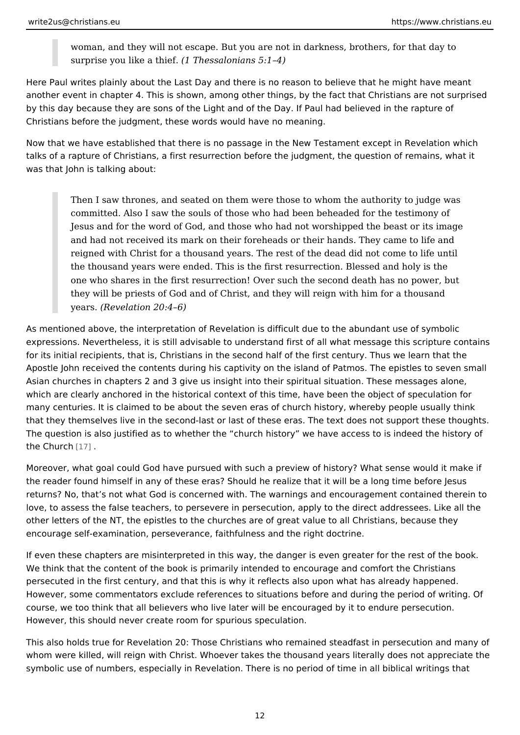> woman, and they will not escape. But you are not in darkness, brothers, for that day to surprise you like a thief. *(1 Thessalonians 5:1–4)*

Here Paul writes plainly about the Last Day and there is no reason to believe that he might have meant another event in chapter 4. This is shown, among other things, by the fact that Christians are not surprised by this day because they are sons of the Light and of the Day. If Paul had believed in the rapture of Christians before the judgment, these words would have no meaning.

Now that we have established that there is no passage in the New Testament except in Revelation which talks of a rapture of Christians, a first resurrection before the judgment, the question of remains, what it was that John is talking about:

> Then I saw thrones, and seated on them were those to whom the authority to judge was committed. Also I saw the souls of those who had been beheaded for the testimony of Jesus and for the word of God, and those who had not worshipped the beast or its image and had not received its mark on their foreheads or their hands. They came to life and reigned with Christ for a thousand years. The rest of the dead did not come to life until the thousand years were ended. This is the first resurrection. Blessed and holy is the one who shares in the first resurrection! Over such the second death has no power, but they will be priests of God and of Christ, and they will reign with him for a thousand years. *(Revelation 20:4–6)*

As mentioned above, the interpretation of Revelation is difficult due to the abundant use of symbolic expressions. Nevertheless, it is still advisable to understand first of all what message this scripture contains for its initial recipients, that is, Christians in the second half of the first century. Thus we learn that the Apostle John received the contents during his captivity on the island of Patmos. The epistles to seven small Asian churches in chapters 2 and 3 give us insight into their spiritual situation. These messages alone, which are clearly anchored in the historical context of this time, have been the object of speculation for many centuries. It is claimed to be about the seven eras of church history, whereby people usually think that they themselves live in the second-last or last of these eras. The text does not support these thoughts. The question is also justified as to whether the "church history" we have access to is indeed the history of the Church [17] .

Moreover, what goal could God have pursued with such a preview of history? What sense would it make if the reader found himself in any of these eras? Should he realize that it will be a long time before Jesus returns? No, that's not what God is concerned with. The warnings and encouragement contained therein to love, to assess the false teachers, to persevere in persecution, apply to the direct addressees. Like all the other letters of the NT, the epistles to the churches are of great value to all Christians, because they encourage self-examination, perseverance, faithfulness and the right doctrine.

If even these chapters are misinterpreted in this way, the danger is even greater for the rest of the book. We think that the content of the book is primarily intended to encourage and comfort the Christians persecuted in the first century, and that this is why it reflects also upon what has already happened. However, some commentators exclude references to situations before and during the period of writing. Of course, we too think that all believers who live later will be encouraged by it to endure persecution. However, this should never create room for spurious speculation.

This also holds true for Revelation 20: Those Christians who remained steadfast in persecution and many of whom were killed, will reign with Christ. Whoever takes the thousand years literally does not appreciate the symbolic use of numbers, especially in Revelation. There is no period of time in all biblical writings that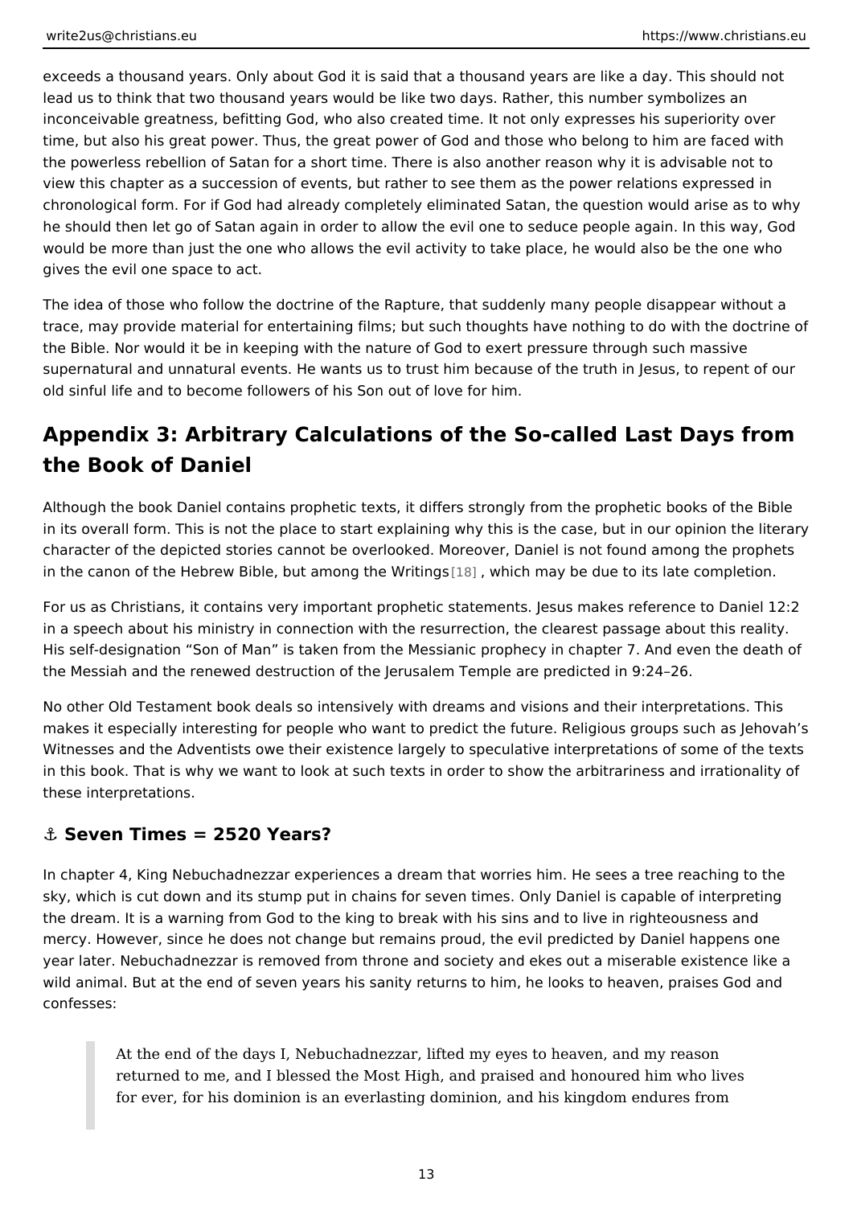exceeds a thousand years. Only about God it is said that a thousand years are like a day. This should not lead us to think that two thousand years would be like two days. Rather, this number symbolizes an inconceivable greatness, befitting God, who also created time. It not only expresses his superiority over time, but also his great power. Thus, the great power of God and those who belong to him are faced with the powerless rebellion of Satan for a short time. There is also another reason why it is advisable not to view this chapter as a succession of events, but rather to see them as the power relations expressed in chronological form. For if God had already completely eliminated Satan, the question would arise as to why he should then let go of Satan again in order to allow the evil one to seduce people again. In this way, God would be more than just the one who allows the evil activity to take place, he would also be the one who gives the evil one space to act.

The idea of those who follow the doctrine of the Rapture, that suddenly many people disappear without a trace, may provide material for entertaining films; but such thoughts have nothing to do with the doctrine of the Bible. Nor would it be in keeping with the nature of God to exert pressure through such massive supernatural and unnatural events. He wants us to trust him because of the truth in Jesus, to repent of our old sinful life and to become followers of his Son out of love for him.

## Appendix 3: Arbitrary Calculations of the So-called Last Days from the Book of Daniel

Although the book Daniel contains prophetic texts, it differs strongly from the prophetic books of the Bible in its overall form. This is not the place to start explaining why this is the case, but in our opinion the literary character of the depicted stories cannot be overlooked. Moreover, Daniel is not found among the prophets in the canon of the Hebrew Bible, but among the Writings [18] , which may be due to its late completion.

For us as Christians, it contains very important prophetic statements. Jesus makes reference to Daniel 12:2 in a speech about his ministry in connection with the resurrection, the clearest passage about this reality. His self-designation "Son of Man" is taken from the Messianic prophecy in chapter 7. And even the death of the Messiah and the renewed destruction of the Jerusalem Temple are predicted in 9:24–26.

No other Old Testament book deals so intensively with dreams and visions and their interpretations. This makes it especially interesting for people who want to predict the future. Religious groups such as Jehovah's Witnesses and the Adventists owe their existence largely to speculative interpretations of some of the texts in this book. That is why we want to look at such texts in order to show the arbitrariness and irrationality of these interpretations.

### ⚓ Seven Times = 2520 Years?

In chapter 4, King Nebuchadnezzar experiences a dream that worries him. He sees a tree reaching to the sky, which is cut down and its stump put in chains for seven times. Only Daniel is capable of interpreting the dream. It is a warning from God to the king to break with his sins and to live in righteousness and mercy. However, since he does not change but remains proud, the evil predicted by Daniel happens one year later. Nebuchadnezzar is removed from throne and society and ekes out a miserable existence like a wild animal. But at the end of seven years his sanity returns to him, he looks to heaven, praises God and confesses:

> At the end of the days I, Nebuchadnezzar, lifted my eyes to heaven, and my reason returned to me, and I blessed the Most High, and praised and honoured him who lives for ever, for his dominion is an everlasting dominion, and his kingdom endures from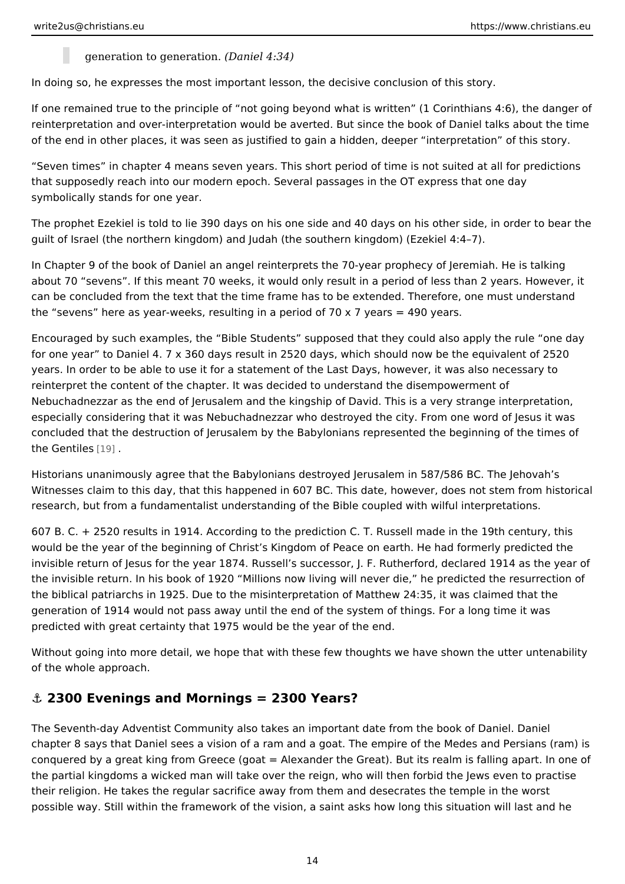> generation to generation. *(Daniel 4:34)*

In doing so, he expresses the most important lesson, the decisive conclusion of this story.

If one remained true to the principle of “not going beyond what is written” (1 Corinthians 4:6), the danger of reinterpretation and over-interpretation would be averted. But since the book of Daniel talks about the time of the end in other places, it was seen as justified to gain a hidden, deeper “interpretation” of this story.

“Seven times” in chapter 4 means seven years. This short period of time is not suited at all for predictions that supposedly reach into our modern epoch. Several passages in the OT express that one day symbolically stands for one year.

The prophet Ezekiel is told to lie 390 days on his one side and 40 days on his other side, in order to bear the guilt of Israel (the northern kingdom) and Judah (the southern kingdom) (Ezekiel 4:4–7).

In Chapter 9 of the book of Daniel an angel reinterprets the 70-year prophecy of Jeremiah. He is talking about 70 “sevens”. If this meant 70 weeks, it would only result in a period of less than 2 years. However, it can be concluded from the text that the time frame has to be extended. Therefore, one must understand the “sevens” here as year-weeks, resulting in a period of 70 x 7 years = 490 years.

Encouraged by such examples, the “Bible Students” supposed that they could also apply the rule “one day for one year” to Daniel 4. 7 x 360 days result in 2520 days, which should now be the equivalent of 2520 years. In order to be able to use it for a statement of the Last Days, however, it was also necessary to reinterpret the content of the chapter. It was decided to understand the disempowerment of Nebuchadnezzar as the end of Jerusalem and the kingship of David. This is a very strange interpretation, especially considering that it was Nebuchadnezzar who destroyed the city. From one word of Jesus it was concluded that the destruction of Jerusalem by the Babylonians represented the beginning of the times of the Gentiles [19] .

Historians unanimously agree that the Babylonians destroyed Jerusalem in 587/586 BC. The Jehovah’s Witnesses claim to this day, that this happened in 607 BC. This date, however, does not stem from historical research, but from a fundamentalist understanding of the Bible coupled with wilful interpretations.

607 B. C. + 2520 results in 1914. According to the prediction C. T. Russell made in the 19th century, this would be the year of the beginning of Christ’s Kingdom of Peace on earth. He had formerly predicted the invisible return of Jesus for the year 1874. Russell’s successor, J. F. Rutherford, declared 1914 as the year of the invisible return. In his book of 1920 “Millions now living will never die,” he predicted the resurrection of the biblical patriarchs in 1925. Due to the misinterpretation of Matthew 24:35, it was claimed that the generation of 1914 would not pass away until the end of the system of things. For a long time it was predicted with great certainty that 1975 would be the year of the end.

Without going into more detail, we hope that with these few thoughts we have shown the utter untenability of the whole approach.

## ⚓ 2300 Evenings and Mornings = 2300 Years?

The Seventh-day Adventist Community also takes an important date from the book of Daniel. Daniel chapter 8 says that Daniel sees a vision of a ram and a goat. The empire of the Medes and Persians (ram) is conquered by a great king from Greece (goat = Alexander the Great). But its realm is falling apart. In one of the partial kingdoms a wicked man will take over the reign, who will then forbid the Jews even to practise their religion. He takes the regular sacrifice away from them and desecrates the temple in the worst possible way. Still within the framework of the vision, a saint asks how long this situation will last and he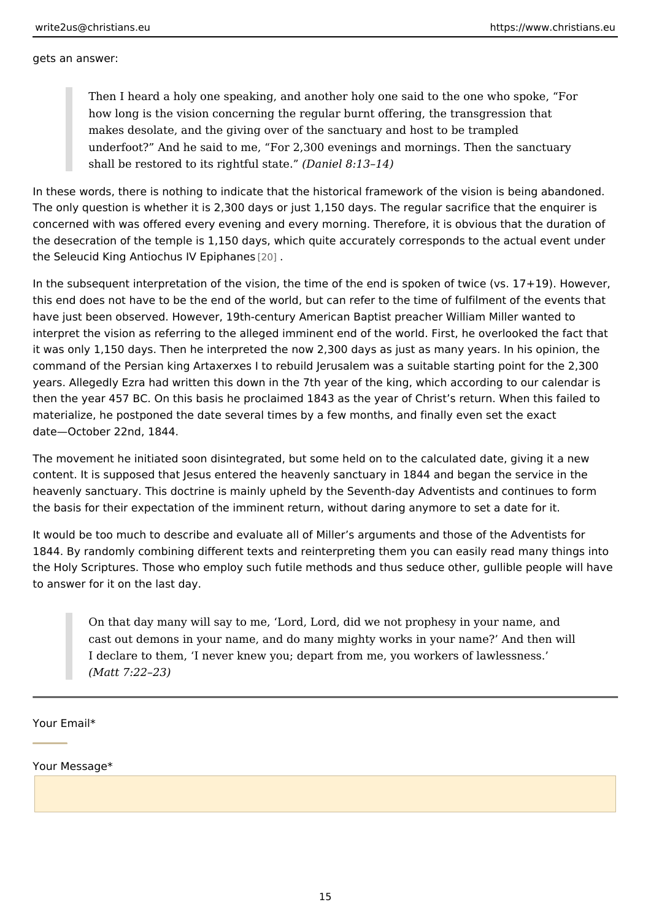gets an answer:

> Then I heard a holy one speaking, and another holy one said to the one who spoke, "For how long is the vision concerning the regular burnt offering, the transgression that makes desolate, and the giving over of the sanctuary and host to be trampled underfoot?" And he said to me, "For 2,300 evenings and mornings. Then the sanctuary shall be restored to its rightful state." *(Daniel 8:13–14)*

In these words, there is nothing to indicate that the historical framework of the vision is being abandoned. The only question is whether it is 2,300 days or just 1,150 days. The regular sacrifice that the enquirer is concerned with was offered every evening and every morning. Therefore, it is obvious that the duration of the desecration of the temple is 1,150 days, which quite accurately corresponds to the actual event under the Seleucid King Antiochus IV Epiphanes [20] .

In the subsequent interpretation of the vision, the time of the end is spoken of twice (vs. 17+19). However, this end does not have to be the end of the world, but can refer to the time of fulfilment of the events that have just been observed. However, 19th-century American Baptist preacher William Miller wanted to interpret the vision as referring to the alleged imminent end of the world. First, he overlooked the fact that it was only 1,150 days. Then he interpreted the now 2,300 days as just as many years. In his opinion, the command of the Persian king Artaxerxes I to rebuild Jerusalem was a suitable starting point for the 2,300 years. Allegedly Ezra had written this down in the 7th year of the king, which according to our calendar is then the year 457 BC. On this basis he proclaimed 1843 as the year of Christ's return. When this failed to materialize, he postponed the date several times by a few months, and finally even set the exact date—October 22nd, 1844.

The movement he initiated soon disintegrated, but some held on to the calculated date, giving it a new content. It is supposed that Jesus entered the heavenly sanctuary in 1844 and began the service in the heavenly sanctuary. This doctrine is mainly upheld by the Seventh-day Adventists and continues to form the basis for their expectation of the imminent return, without daring anymore to set a date for it.

It would be too much to describe and evaluate all of Miller's arguments and those of the Adventists for 1844. By randomly combining different texts and reinterpreting them you can easily read many things into the Holy Scriptures. Those who employ such futile methods and thus seduce other, gullible people will have to answer for it on the last day.

> On that day many will say to me, 'Lord, Lord, did we not prophesy in your name, and cast out demons in your name, and do many mighty works in your name?' And then will I declare to them, 'I never knew you; depart from me, you workers of lawlessness.' *(Matt 7:22–23)*

---

Your Email*

Your Message*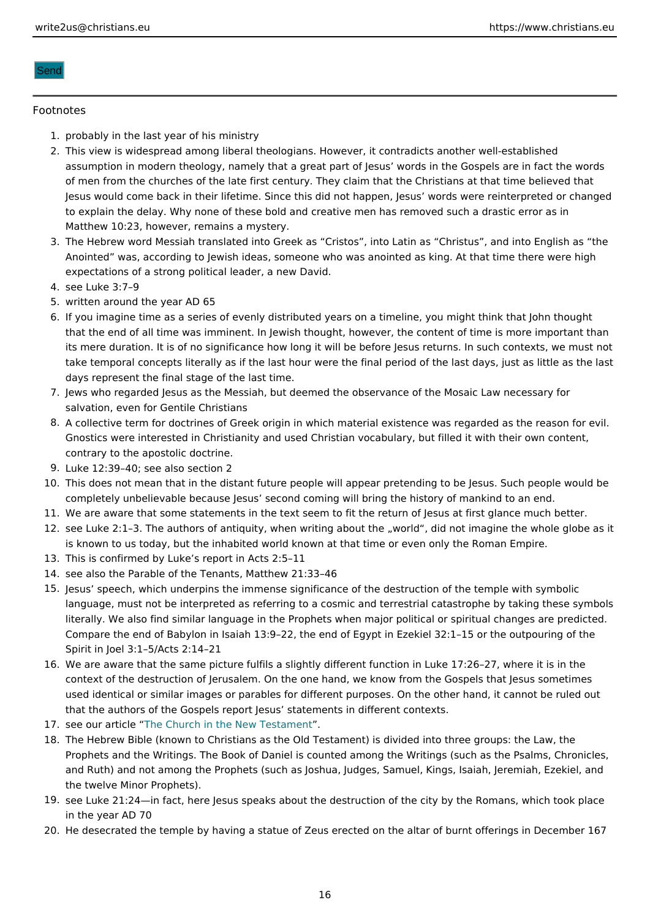Send

---

Footnotes

1. probably in the last year of his ministry
2. This view is widespread among liberal theologians. However, it contradicts another well-established assumption in modern theology, namely that a great part of Jesus' words in the Gospels are in fact the words of men from the churches of the late first century. They claim that the Christians at that time believed that Jesus would come back in their lifetime. Since this did not happen, Jesus' words were reinterpreted or changed to explain the delay. Why none of these bold and creative men has removed such a drastic error as in Matthew 10:23, however, remains a mystery.
3. The Hebrew word Messiah translated into Greek as "Cristos", into Latin as "Christus", and into English as "the Anointed" was, according to Jewish ideas, someone who was anointed as king. At that time there were high expectations of a strong political leader, a new David.
4. see Luke 3:7–9
5. written around the year AD 65
6. If you imagine time as a series of evenly distributed years on a timeline, you might think that John thought that the end of all time was imminent. In Jewish thought, however, the content of time is more important than its mere duration. It is of no significance how long it will be before Jesus returns. In such contexts, we must not take temporal concepts literally as if the last hour were the final period of the last days, just as little as the last days represent the final stage of the last time.
7. Jews who regarded Jesus as the Messiah, but deemed the observance of the Mosaic Law necessary for salvation, even for Gentile Christians
8. A collective term for doctrines of Greek origin in which material existence was regarded as the reason for evil. Gnostics were interested in Christianity and used Christian vocabulary, but filled it with their own content, contrary to the apostolic doctrine.
9. Luke 12:39–40; see also section 2
10. This does not mean that in the distant future people will appear pretending to be Jesus. Such people would be completely unbelievable because Jesus' second coming will bring the history of mankind to an end.
11. We are aware that some statements in the text seem to fit the return of Jesus at first glance much better.
12. see Luke 2:1–3. The authors of antiquity, when writing about the „world", did not imagine the whole globe as it is known to us today, but the inhabited world known at that time or even only the Roman Empire.
13. This is confirmed by Luke's report in Acts 2:5–11
14. see also the Parable of the Tenants, Matthew 21:33–46
15. Jesus' speech, which underpins the immense significance of the destruction of the temple with symbolic language, must not be interpreted as referring to a cosmic and terrestrial catastrophe by taking these symbols literally. We also find similar language in the Prophets when major political or spiritual changes are predicted. Compare the end of Babylon in Isaiah 13:9–22, the end of Egypt in Ezekiel 32:1–15 or the outpouring of the Spirit in Joel 3:1–5/Acts 2:14–21
16. We are aware that the same picture fulfils a slightly different function in Luke 17:26–27, where it is in the context of the destruction of Jerusalem. On the one hand, we know from the Gospels that Jesus sometimes used identical or similar images or parables for different purposes. On the other hand, it cannot be ruled out that the authors of the Gospels report Jesus' statements in different contexts.
17. see our article "The Church in the New Testament".
18. The Hebrew Bible (known to Christians as the Old Testament) is divided into three groups: the Law, the Prophets and the Writings. The Book of Daniel is counted among the Writings (such as the Psalms, Chronicles, and Ruth) and not among the Prophets (such as Joshua, Judges, Samuel, Kings, Isaiah, Jeremiah, Ezekiel, and the twelve Minor Prophets).
19. see Luke 21:24—in fact, here Jesus speaks about the destruction of the city by the Romans, which took place in the year AD 70
20. He desecrated the temple by having a statue of Zeus erected on the altar of burnt offerings in December 167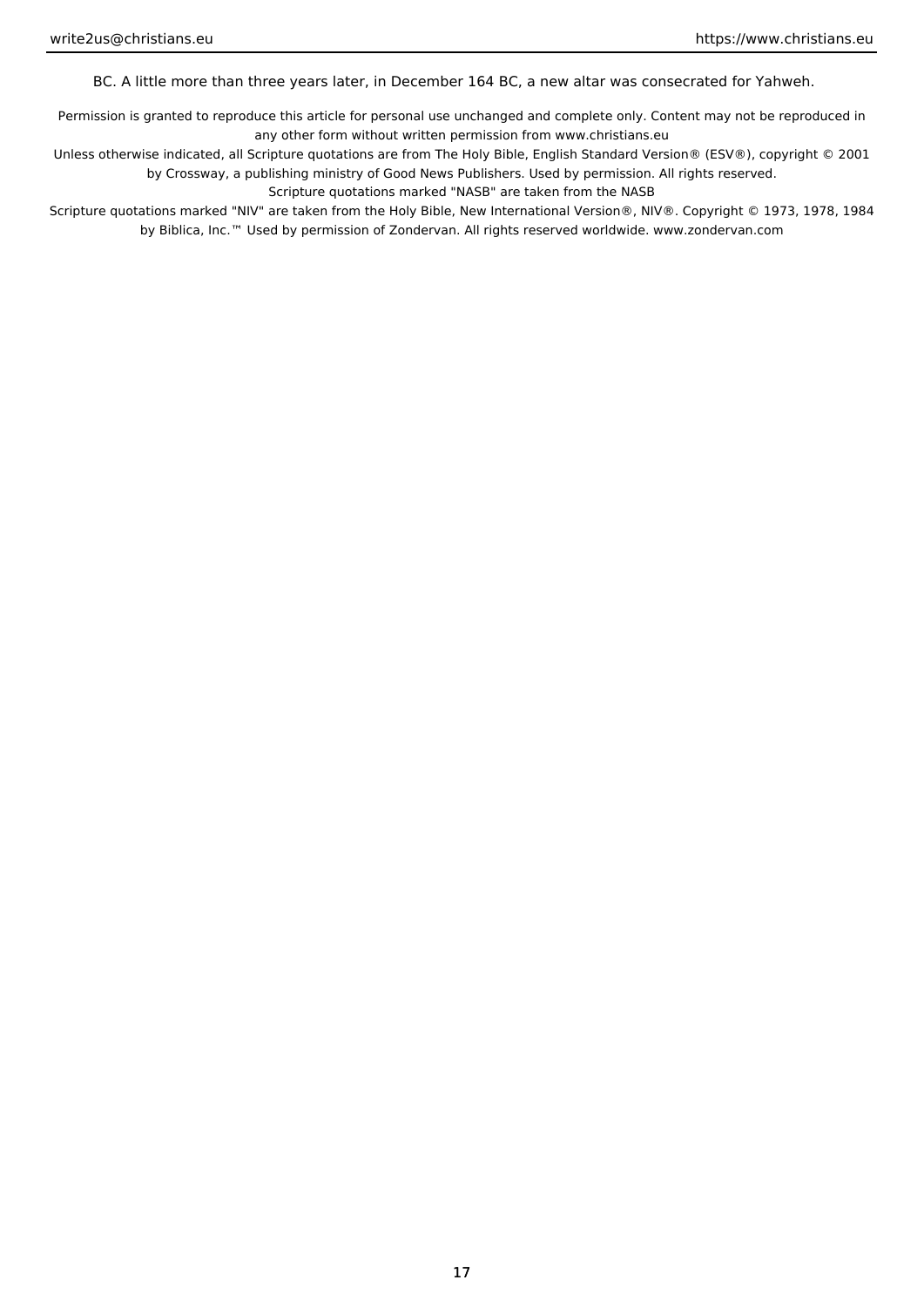BC. A little more than three years later, in December 164 BC, a new altar was consecrated for Yahweh.

Permission is granted to reproduce this article for personal use unchanged and complete only. Content may not be reproduced in any other form without written permission from www.christians.eu

Unless otherwise indicated, all Scripture quotations are from The Holy Bible, English Standard Version® (ESV®), copyright © 2001 by Crossway, a publishing ministry of Good News Publishers. Used by permission. All rights reserved.

Scripture quotations marked "NASB" are taken from the NASB

Scripture quotations marked "NIV" are taken from the Holy Bible, New International Version®, NIV®. Copyright © 1973, 1978, 1984 by Biblica, Inc.™ Used by permission of Zondervan. All rights reserved worldwide. www.zondervan.com